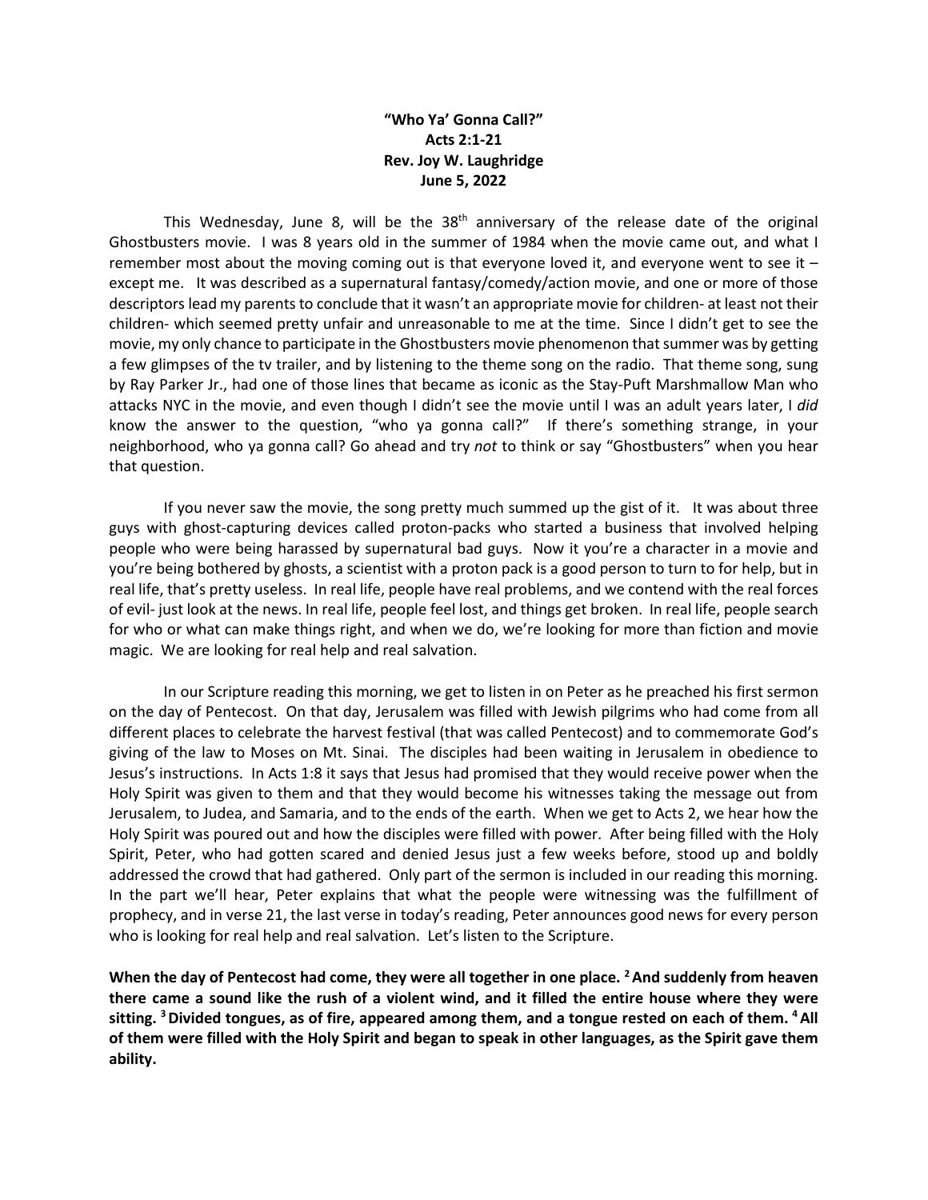**"Who Ya' Gonna Call?"**
**Acts 2:1-21**
**Rev. Joy W. Laughridge**
**June 5, 2022**

This Wednesday, June 8, will be the 38th anniversary of the release date of the original Ghostbusters movie. I was 8 years old in the summer of 1984 when the movie came out, and what I remember most about the moving coming out is that everyone loved it, and everyone went to see it – except me. It was described as a supernatural fantasy/comedy/action movie, and one or more of those descriptors lead my parents to conclude that it wasn't an appropriate movie for children- at least not their children- which seemed pretty unfair and unreasonable to me at the time. Since I didn't get to see the movie, my only chance to participate in the Ghostbusters movie phenomenon that summer was by getting a few glimpses of the tv trailer, and by listening to the theme song on the radio. That theme song, sung by Ray Parker Jr., had one of those lines that became as iconic as the Stay-Puft Marshmallow Man who attacks NYC in the movie, and even though I didn't see the movie until I was an adult years later, I *did* know the answer to the question, "who ya gonna call?" If there's something strange, in your neighborhood, who ya gonna call? Go ahead and try *not* to think or say "Ghostbusters" when you hear that question.

If you never saw the movie, the song pretty much summed up the gist of it. It was about three guys with ghost-capturing devices called proton-packs who started a business that involved helping people who were being harassed by supernatural bad guys. Now it you're a character in a movie and you're being bothered by ghosts, a scientist with a proton pack is a good person to turn to for help, but in real life, that's pretty useless. In real life, people have real problems, and we contend with the real forces of evil- just look at the news. In real life, people feel lost, and things get broken. In real life, people search for who or what can make things right, and when we do, we're looking for more than fiction and movie magic. We are looking for real help and real salvation.

In our Scripture reading this morning, we get to listen in on Peter as he preached his first sermon on the day of Pentecost. On that day, Jerusalem was filled with Jewish pilgrims who had come from all different places to celebrate the harvest festival (that was called Pentecost) and to commemorate God's giving of the law to Moses on Mt. Sinai. The disciples had been waiting in Jerusalem in obedience to Jesus's instructions. In Acts 1:8 it says that Jesus had promised that they would receive power when the Holy Spirit was given to them and that they would become his witnesses taking the message out from Jerusalem, to Judea, and Samaria, and to the ends of the earth. When we get to Acts 2, we hear how the Holy Spirit was poured out and how the disciples were filled with power. After being filled with the Holy Spirit, Peter, who had gotten scared and denied Jesus just a few weeks before, stood up and boldly addressed the crowd that had gathered. Only part of the sermon is included in our reading this morning. In the part we'll hear, Peter explains that what the people were witnessing was the fulfillment of prophecy, and in verse 21, the last verse in today's reading, Peter announces good news for every person who is looking for real help and real salvation. Let's listen to the Scripture.

**When the day of Pentecost had come, they were all together in one place. 2 And suddenly from heaven there came a sound like the rush of a violent wind, and it filled the entire house where they were sitting. 3 Divided tongues, as of fire, appeared among them, and a tongue rested on each of them. 4 All of them were filled with the Holy Spirit and began to speak in other languages, as the Spirit gave them ability.**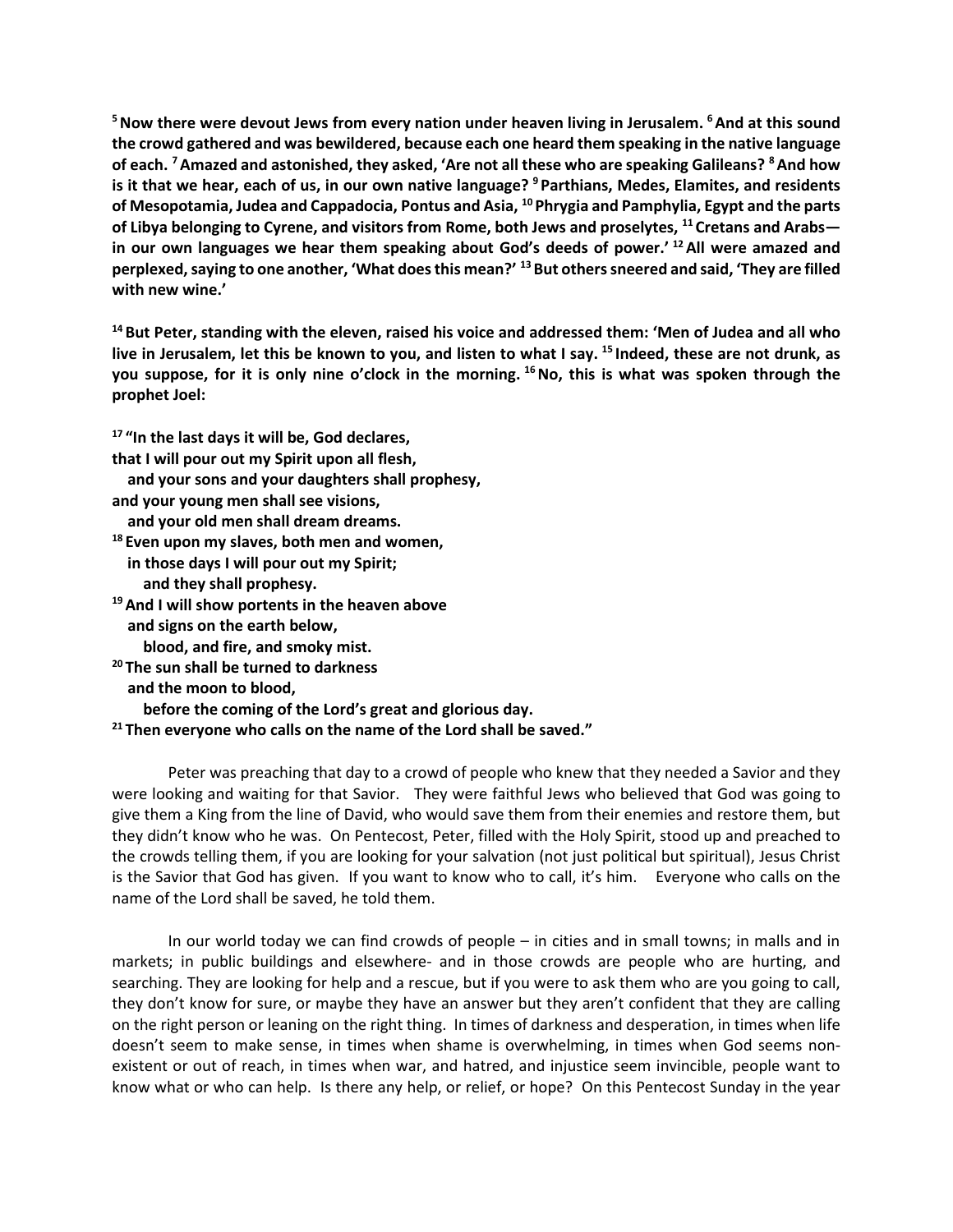**[5] Now there were devout Jews from every nation under heaven living in Jerusalem. [6] And at this sound the crowd gathered and was bewildered, because each one heard them speaking in the native language of each. [7] Amazed and astonished, they asked, 'Are not all these who are speaking Galileans? [8] And how is it that we hear, each of us, in our own native language? [9] Parthians, Medes, Elamites, and residents of Mesopotamia, Judea and Cappadocia, Pontus and Asia, [10] Phrygia and Pamphylia, Egypt and the parts of Libya belonging to Cyrene, and visitors from Rome, both Jews and proselytes, [11] Cretans and Arabs— in our own languages we hear them speaking about God's deeds of power.' [12] All were amazed and perplexed, saying to one another, 'What does this mean?' [13] But others sneered and said, 'They are filled with new wine.'**

**[14] But Peter, standing with the eleven, raised his voice and addressed them: 'Men of Judea and all who live in Jerusalem, let this be known to you, and listen to what I say. [15] Indeed, these are not drunk, as you suppose, for it is only nine o'clock in the morning. [16] No, this is what was spoken through the prophet Joel:**

**[17] "In the last days it will be, God declares,**
**that I will pour out my Spirit upon all flesh,**
**and your sons and your daughters shall prophesy,**
**and your young men shall see visions,**
**and your old men shall dream dreams.**
**[18] Even upon my slaves, both men and women,**
**in those days I will pour out my Spirit;**
**and they shall prophesy.**
**[19] And I will show portents in the heaven above**
**and signs on the earth below,**
**blood, and fire, and smoky mist.**
**[20] The sun shall be turned to darkness**
**and the moon to blood,**
**before the coming of the Lord's great and glorious day.**
**[21] Then everyone who calls on the name of the Lord shall be saved."**

Peter was preaching that day to a crowd of people who knew that they needed a Savior and they were looking and waiting for that Savior. They were faithful Jews who believed that God was going to give them a King from the line of David, who would save them from their enemies and restore them, but they didn't know who he was. On Pentecost, Peter, filled with the Holy Spirit, stood up and preached to the crowds telling them, if you are looking for your salvation (not just political but spiritual), Jesus Christ is the Savior that God has given. If you want to know who to call, it's him. Everyone who calls on the name of the Lord shall be saved, he told them.

In our world today we can find crowds of people – in cities and in small towns; in malls and in markets; in public buildings and elsewhere- and in those crowds are people who are hurting, and searching. They are looking for help and a rescue, but if you were to ask them who are you going to call, they don't know for sure, or maybe they have an answer but they aren't confident that they are calling on the right person or leaning on the right thing. In times of darkness and desperation, in times when life doesn't seem to make sense, in times when shame is overwhelming, in times when God seems non-existent or out of reach, in times when war, and hatred, and injustice seem invincible, people want to know what or who can help. Is there any help, or relief, or hope? On this Pentecost Sunday in the year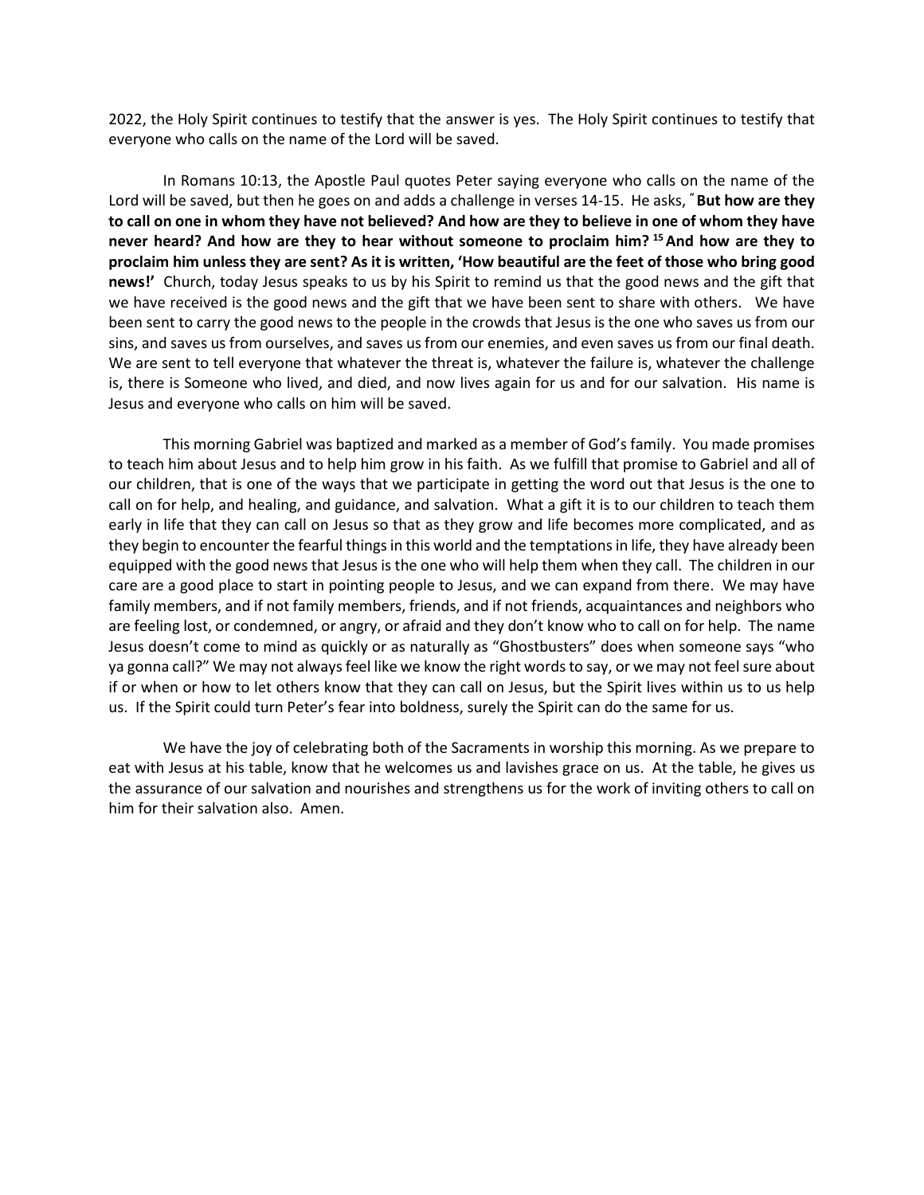2022, the Holy Spirit continues to testify that the answer is yes. The Holy Spirit continues to testify that everyone who calls on the name of the Lord will be saved.

In Romans 10:13, the Apostle Paul quotes Peter saying everyone who calls on the name of the Lord will be saved, but then he goes on and adds a challenge in verses 14-15. He asks, "**But how are they to call on one in whom they have not believed? And how are they to believe in one of whom they have never heard? And how are they to hear without someone to proclaim him? 15 And how are they to proclaim him unless they are sent? As it is written, 'How beautiful are the feet of those who bring good news!'** Church, today Jesus speaks to us by his Spirit to remind us that the good news and the gift that we have received is the good news and the gift that we have been sent to share with others. We have been sent to carry the good news to the people in the crowds that Jesus is the one who saves us from our sins, and saves us from ourselves, and saves us from our enemies, and even saves us from our final death. We are sent to tell everyone that whatever the threat is, whatever the failure is, whatever the challenge is, there is Someone who lived, and died, and now lives again for us and for our salvation. His name is Jesus and everyone who calls on him will be saved.

This morning Gabriel was baptized and marked as a member of God's family. You made promises to teach him about Jesus and to help him grow in his faith. As we fulfill that promise to Gabriel and all of our children, that is one of the ways that we participate in getting the word out that Jesus is the one to call on for help, and healing, and guidance, and salvation. What a gift it is to our children to teach them early in life that they can call on Jesus so that as they grow and life becomes more complicated, and as they begin to encounter the fearful things in this world and the temptations in life, they have already been equipped with the good news that Jesus is the one who will help them when they call. The children in our care are a good place to start in pointing people to Jesus, and we can expand from there. We may have family members, and if not family members, friends, and if not friends, acquaintances and neighbors who are feeling lost, or condemned, or angry, or afraid and they don't know who to call on for help. The name Jesus doesn't come to mind as quickly or as naturally as "Ghostbusters" does when someone says "who ya gonna call?" We may not always feel like we know the right words to say, or we may not feel sure about if or when or how to let others know that they can call on Jesus, but the Spirit lives within us to us help us. If the Spirit could turn Peter's fear into boldness, surely the Spirit can do the same for us.

We have the joy of celebrating both of the Sacraments in worship this morning. As we prepare to eat with Jesus at his table, know that he welcomes us and lavishes grace on us. At the table, he gives us the assurance of our salvation and nourishes and strengthens us for the work of inviting others to call on him for their salvation also. Amen.